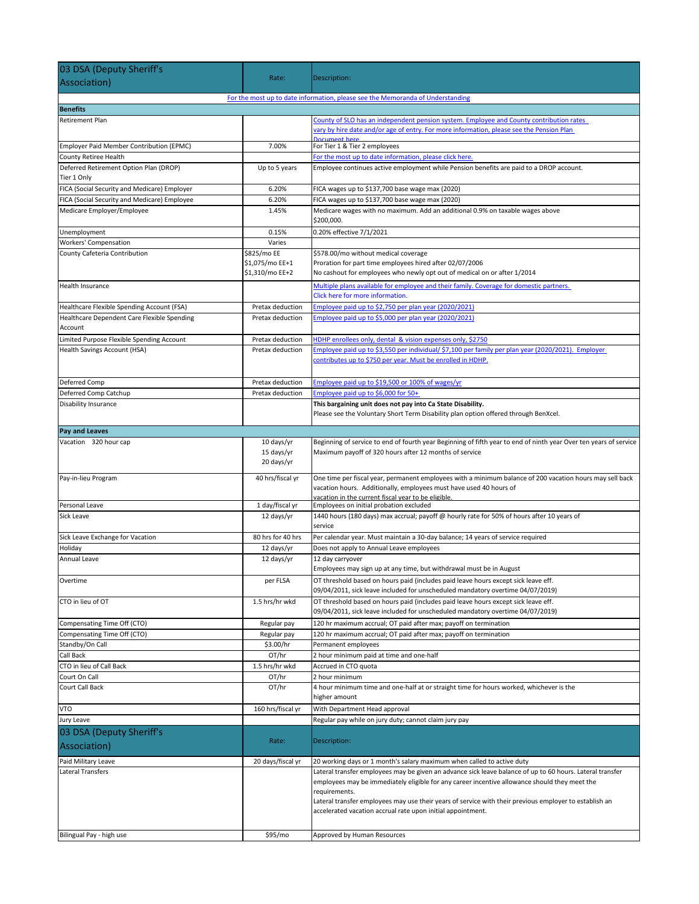| 03 DSA (Deputy Sheriff's Association) | Rate: | Description: |
|---|---|---|
| For the most up to date information, please see the Memoranda of Understanding | | |
| **Benefits** | | |
| Retirement Plan | | County of SLO has an independent pension system. Employee and County contribution rates vary by hire date and/or age of entry. For more information, please see the Pension Plan Document here |
| Employer Paid Member Contribution (EPMC) | 7.00% | For Tier 1 & Tier 2 employees |
| County Retiree Health | | For the most up to date information, please click here. |
| Deferred Retirement Option Plan (DROP) Tier 1 Only | Up to 5 years | Employee continues active employment while Pension benefits are paid to a DROP account. |
| FICA (Social Security and Medicare) Employer | 6.20% | FICA wages up to $137,700 base wage max (2020) |
| FICA (Social Security and Medicare) Employee | 6.20% | FICA wages up to $137,700 base wage max (2020) |
| Medicare Employer/Employee | 1.45% | Medicare wages with no maximum. Add an additional 0.9% on taxable wages above $200,000. |
| Unemployment | 0.15% | 0.20% effective 7/1/2021 |
| Workers' Compensation | Varies | |
| County Cafeteria Contribution | $825/mo EE<br>$1,075/mo EE+1<br>$1,310/mo EE+2 | $578.00/mo without medical coverage<br>Proration for part time employees hired after 02/07/2006<br>No cashout for employees who newly opt out of medical on or after 1/2014 |
| Health Insurance | | Multiple plans available for employee and their family. Coverage for domestic partners. Click here for more information. |
| Healthcare Flexible Spending Account (FSA) | Pretax deduction | Employee paid up to $2,750 per plan year (2020/2021) |
| Healthcare Dependent Care Flexible Spending Account | Pretax deduction | Employee paid up to $5,000 per plan year (2020/2021) |
| Limited Purpose Flexible Spending Account | Pretax deduction | HDHP enrollees only, dental & vision expenses only, $2750 |
| Health Savings Account (HSA) | Pretax deduction | Employee paid up to $3,550 per individual/ $7,100 per family per plan year (2020/2021). Employer contributes up to $750 per year. Must be enrolled in HDHP. |
| Deferred Comp | Pretax deduction | Employee paid up to $19,500 or 100% of wages/yr |
| Deferred Comp Catchup | Pretax deduction | Employee paid up to $6,000 for 50+ |
| Disability Insurance | | **This bargaining unit does not pay into Ca State Disability.**<br>Please see the Voluntary Short Term Disability plan option offered through BenXcel. |
| **Pay and Leaves** | | |
| Vacation 320 hour cap | 10 days/yr<br>15 days/yr<br>20 days/yr | Beginning of service to end of fourth year Beginning of fifth year to end of ninth year Over ten years of service<br>Maximum payoff of 320 hours after 12 months of service |
| Pay-in-lieu Program | 40 hrs/fiscal yr | One time per fiscal year, permanent employees with a minimum balance of 200 vacation hours may sell back vacation hours. Additionally, employees must have used 40 hours of vacation in the current fiscal year to be eligible. |
| Personal Leave | 1 day/fiscal yr | Employees on initial probation excluded |
| Sick Leave | 12 days/yr | 1440 hours (180 days) max accrual; payoff @ hourly rate for 50% of hours after 10 years of service |
| Sick Leave Exchange for Vacation | 80 hrs for 40 hrs | Per calendar year. Must maintain a 30-day balance; 14 years of service required |
| Holiday | 12 days/yr | Does not apply to Annual Leave employees |
| Annual Leave | 12 days/yr | 12 day carryover<br>Employees may sign up at any time, but withdrawal must be in August |
| Overtime | per FLSA | OT threshold based on hours paid (includes paid leave hours except sick leave eff. 09/04/2011, sick leave included for unscheduled mandatory overtime 04/07/2019) |
| CTO in lieu of OT | 1.5 hrs/hr wkd | OT threshold based on hours paid (includes paid leave hours except sick leave eff. 09/04/2011, sick leave included for unscheduled mandatory overtime 04/07/2019) |
| Compensating Time Off (CTO) | Regular pay | 120 hr maximum accrual; OT paid after max; payoff on termination |
| Compensating Time Off (CTO) | Regular pay | 120 hr maximum accrual; OT paid after max; payoff on termination |
| Standby/On Call | $3.00/hr | Permanent employees |
| Call Back | OT/hr | 2 hour minimum paid at time and one-half |
| CTO in lieu of Call Back | 1.5 hrs/hr wkd | Accrued in CTO quota |
| Court On Call | OT/hr | 2 hour minimum |
| Court Call Back | OT/hr | 4 hour minimum time and one-half at or straight time for hours worked, whichever is the higher amount |
| VTO | 160 hrs/fiscal yr | With Department Head approval |
| Jury Leave | | Regular pay while on jury duty; cannot claim jury pay |

| 03 DSA (Deputy Sheriff's Association) | Rate: | Description: |
|---|---|---|
| Paid Military Leave | 20 days/fiscal yr | 20 working days or 1 month's salary maximum when called to active duty |
| Lateral Transfers | | Lateral transfer employees may be given an advance sick leave balance of up to 60 hours. Lateral transfer employees may be immediately eligible for any career incentive allowance should they meet the requirements.<br>Lateral transfer employees may use their years of service with their previous employer to establish an accelerated vacation accrual rate upon initial appointment. |
| Bilingual Pay - high use | $95/mo | Approved by Human Resources |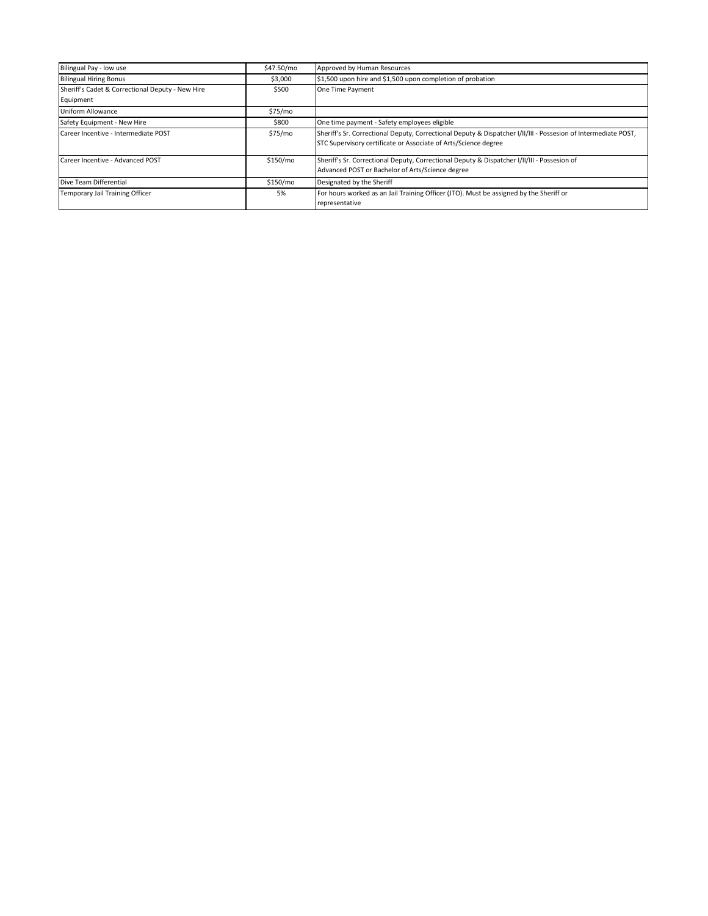| | | |
|---|---|---|
| Bilingual Pay - low use | $47.50/mo | Approved by Human Resources |
| Bilingual Hiring Bonus | $3,000 | $1,500 upon hire and $1,500 upon completion of probation |
| Sheriff's Cadet & Correctional Deputy - New Hire Equipment | $500 | One Time Payment |
| Uniform Allowance | $75/mo | |
| Safety Equipment - New Hire | $800 | One time payment - Safety employees eligible |
| Career Incentive - Intermediate POST | $75/mo | Sheriff's Sr. Correctional Deputy, Correctional Deputy & Dispatcher I/II/III - Possesion of Intermediate POST, STC Supervisory certificate or Associate of Arts/Science degree |
| Career Incentive - Advanced POST | $150/mo | Sheriff's Sr. Correctional Deputy, Correctional Deputy & Dispatcher I/II/III - Possesion of Advanced POST or Bachelor of Arts/Science degree |
| Dive Team Differential | $150/mo | Designated by the Sheriff |
| Temporary Jail Training Officer | 5% | For hours worked as an Jail Training Officer (JTO). Must be assigned by the Sheriff or representative |